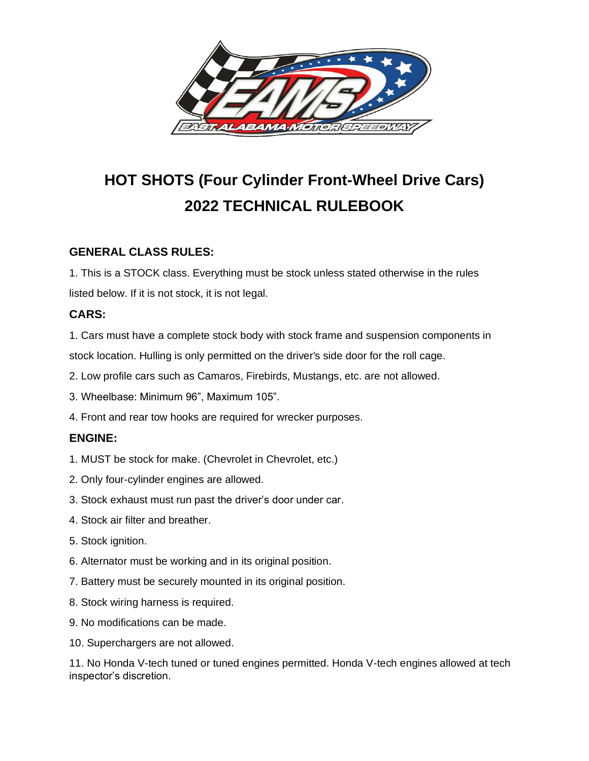# HOT SHOTS (Four Cylinder Front-Wheel Drive Cars)
# 2022 TECHNICAL RULEBOOK

### GENERAL CLASS RULES:

1. This is a STOCK class. Everything must be stock unless stated otherwise in the rules listed below. If it is not stock, it is not legal.

### CARS:

1. Cars must have a complete stock body with stock frame and suspension components in stock location. Hulling is only permitted on the driver's side door for the roll cage.
2. Low profile cars such as Camaros, Firebirds, Mustangs, etc. are not allowed.
3. Wheelbase: Minimum 96", Maximum 105".
4. Front and rear tow hooks are required for wrecker purposes.

### ENGINE:

1. MUST be stock for make. (Chevrolet in Chevrolet, etc.)
2. Only four-cylinder engines are allowed.
3. Stock exhaust must run past the driver's door under car.
4. Stock air filter and breather.
5. Stock ignition.
6. Alternator must be working and in its original position.
7. Battery must be securely mounted in its original position.
8. Stock wiring harness is required.
9. No modifications can be made.
10. Superchargers are not allowed.
11. No Honda V-tech tuned or tuned engines permitted. Honda V-tech engines allowed at tech inspector's discretion.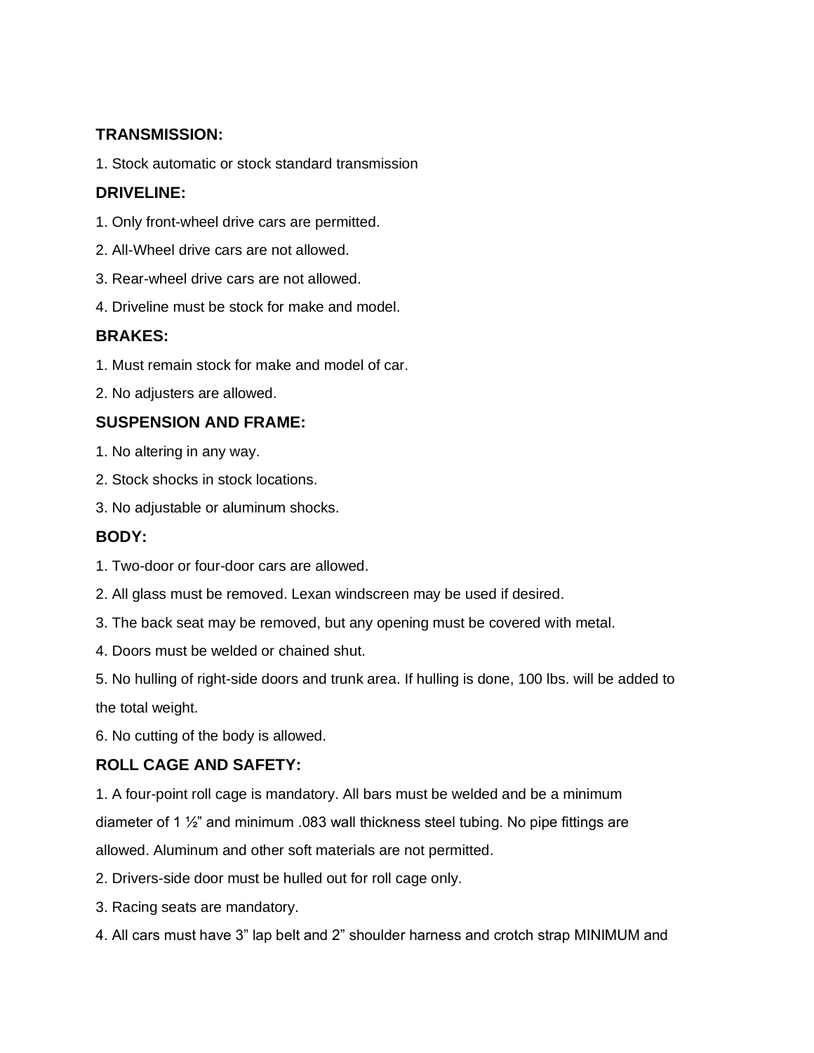### TRANSMISSION:

1. Stock automatic or stock standard transmission

### DRIVELINE:

1. Only front-wheel drive cars are permitted.
2. All-Wheel drive cars are not allowed.
3. Rear-wheel drive cars are not allowed.
4. Driveline must be stock for make and model.

### BRAKES:

1. Must remain stock for make and model of car.
2. No adjusters are allowed.

### SUSPENSION AND FRAME:

1. No altering in any way.
2. Stock shocks in stock locations.
3. No adjustable or aluminum shocks.

### BODY:

1. Two-door or four-door cars are allowed.
2. All glass must be removed. Lexan windscreen may be used if desired.
3. The back seat may be removed, but any opening must be covered with metal.
4. Doors must be welded or chained shut.
5. No hulling of right-side doors and trunk area. If hulling is done, 100 lbs. will be added to the total weight.
6. No cutting of the body is allowed.

### ROLL CAGE AND SAFETY:

1. A four-point roll cage is mandatory. All bars must be welded and be a minimum diameter of 1 ½" and minimum .083 wall thickness steel tubing. No pipe fittings are allowed. Aluminum and other soft materials are not permitted.
2. Drivers-side door must be hulled out for roll cage only.
3. Racing seats are mandatory.
4. All cars must have 3" lap belt and 2" shoulder harness and crotch strap MINIMUM and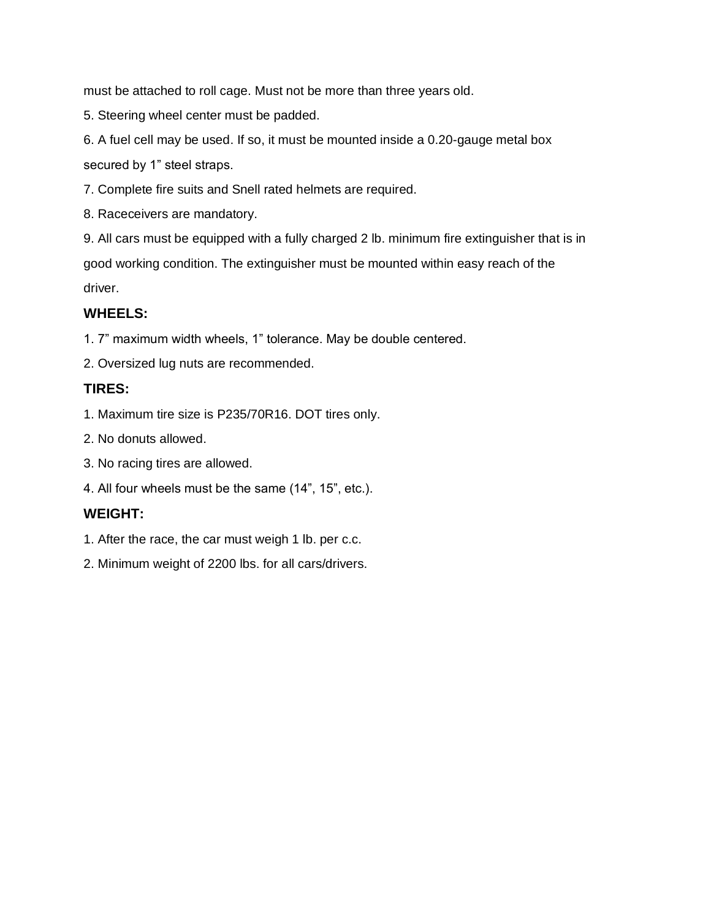must be attached to roll cage. Must not be more than three years old.

5. Steering wheel center must be padded.

6. A fuel cell may be used. If so, it must be mounted inside a 0.20-gauge metal box secured by 1” steel straps.

7. Complete fire suits and Snell rated helmets are required.

8. Raceceivers are mandatory.

9. All cars must be equipped with a fully charged 2 lb. minimum fire extinguisher that is in good working condition. The extinguisher must be mounted within easy reach of the driver.

### WHEELS:

1. 7” maximum width wheels, 1” tolerance. May be double centered.
2. Oversized lug nuts are recommended.

### TIRES:

1. Maximum tire size is P235/70R16. DOT tires only.
2. No donuts allowed.
3. No racing tires are allowed.
4. All four wheels must be the same (14”, 15”, etc.).

### WEIGHT:

1. After the race, the car must weigh 1 lb. per c.c.
2. Minimum weight of 2200 lbs. for all cars/drivers.